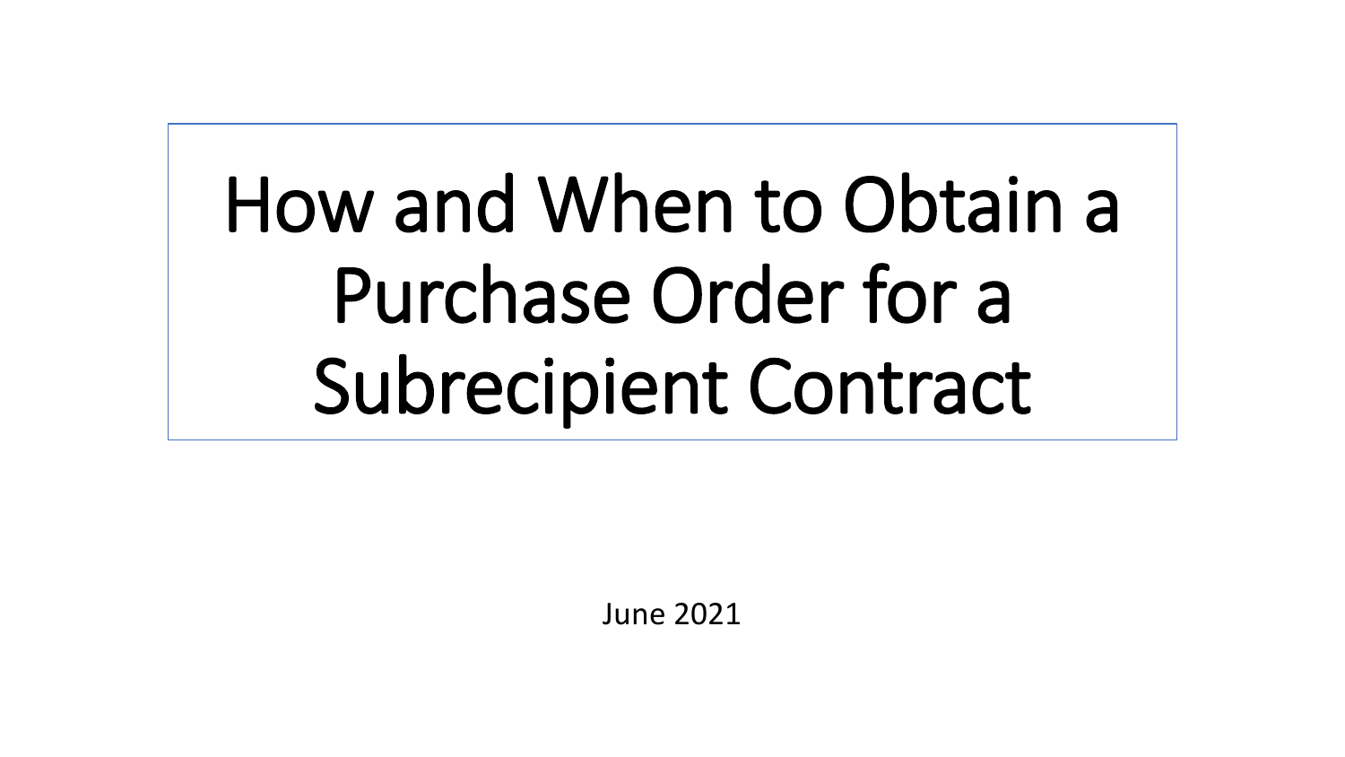# How and When to Obtain a Purchase Order for a Subrecipient Contract

June 2021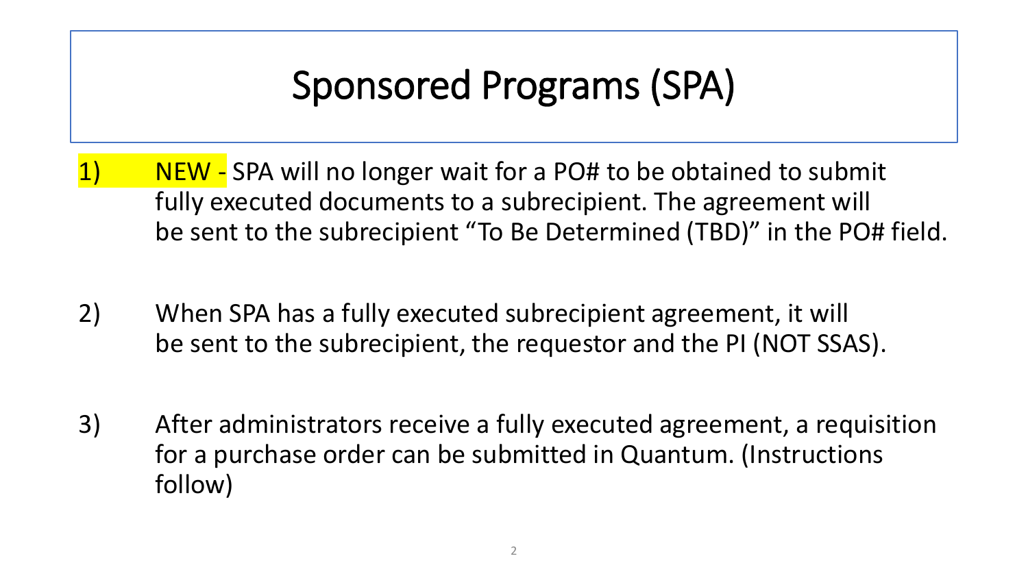# Sponsored Programs (SPA)

1) NEW - SPA will no longer wait for a PO# to be obtained to submit fully executed documents to a subrecipient. The agreement will be sent to the subrecipient "To Be Determined (TBD)" in the PO# field.

2) When SPA has a fully executed subrecipient agreement, it will be sent to the subrecipient, the requestor and the PI (NOT SSAS).

3) After administrators receive a fully executed agreement, a requisition for a purchase order can be submitted in Quantum. (Instructions follow)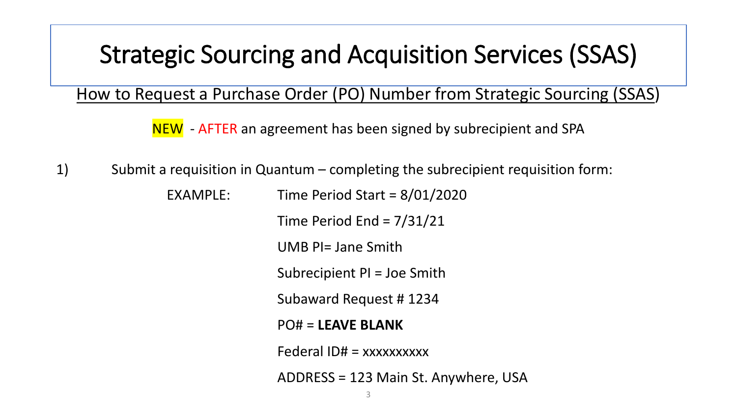# Strategic Sourcing and Acquisition Services (SSAS)

How to Request a Purchase Order (PO) Number from Strategic Sourcing (SSAS)

NEW - AFTER an agreement has been signed by subrecipient and SPA

1) Submit a requisition in Quantum – completing the subrecipient requisition form:

EXAMPLE:

Time Period Start = 8/01/2020

Time Period End = 7/31/21

UMB PI= Jane Smith

Subrecipient PI = Joe Smith

Subaward Request # 1234

PO# = **LEAVE BLANK**

Federal ID# = xxxxxxxxxx

ADDRESS = 123 Main St. Anywhere, USA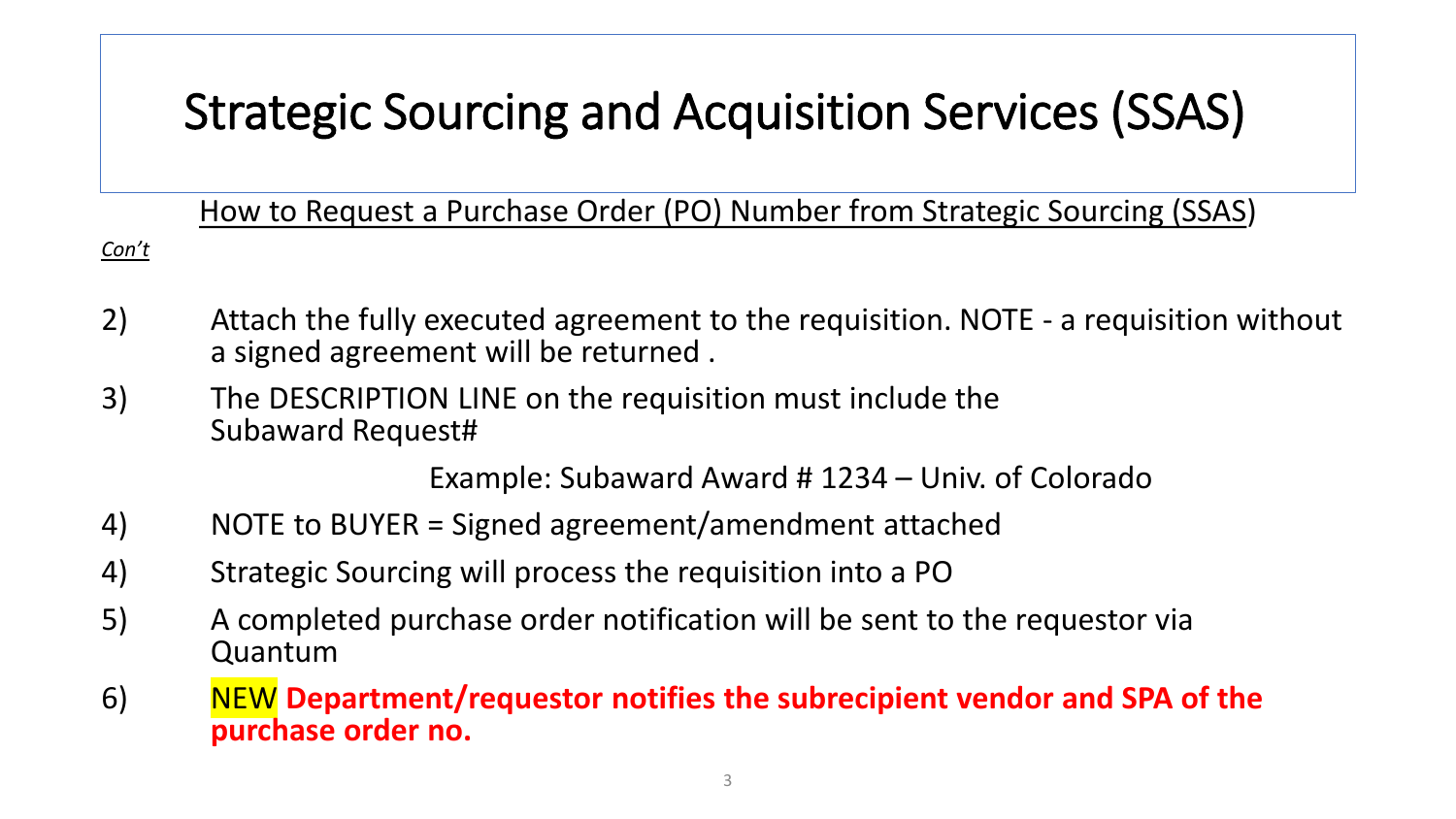# Strategic Sourcing and Acquisition Services (SSAS)

How to Request a Purchase Order (PO) Number from Strategic Sourcing (SSAS)

*Con't*

2) Attach the fully executed agreement to the requisition. NOTE - a requisition without a signed agreement will be returned .

3) The DESCRIPTION LINE on the requisition must include the Subaward Request#

   Example: Subaward Award # 1234 – Univ. of Colorado

4) NOTE to BUYER = Signed agreement/amendment attached

4) Strategic Sourcing will process the requisition into a PO

5) A completed purchase order notification will be sent to the requestor via Quantum

6) NEW **Department/requestor notifies the subrecipient vendor and SPA of the purchase order no.**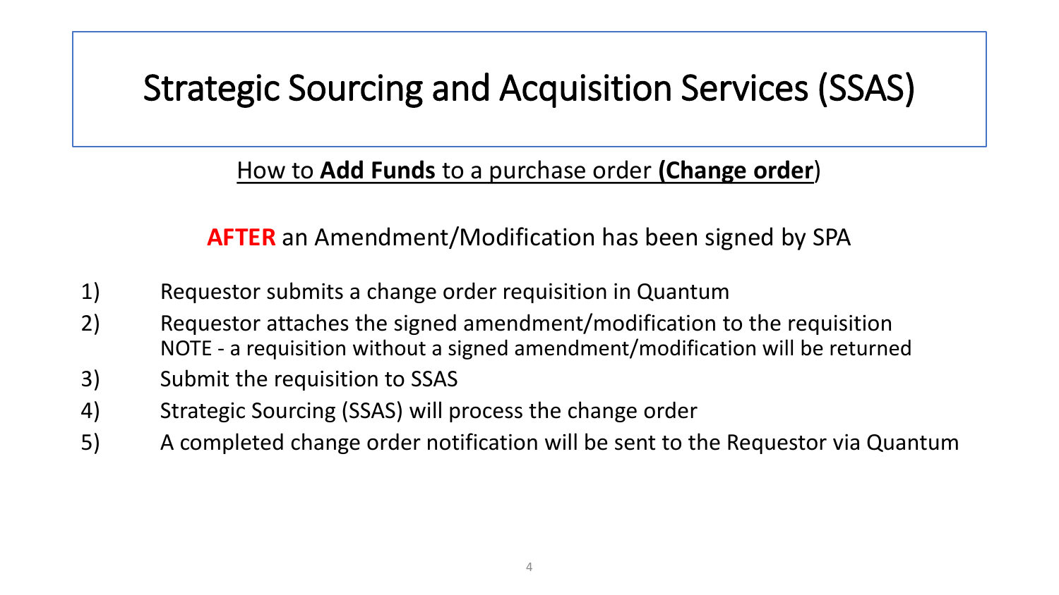# Strategic Sourcing and Acquisition Services (SSAS)

<u>How to **Add Funds** to a purchase order **(Change order**)</u>

**AFTER** an Amendment/Modification has been signed by SPA

1) Requestor submits a change order requisition in Quantum
2) Requestor attaches the signed amendment/modification to the requisition
   NOTE - a requisition without a signed amendment/modification will be returned
3) Submit the requisition to SSAS
4) Strategic Sourcing (SSAS) will process the change order
5) A completed change order notification will be sent to the Requestor via Quantum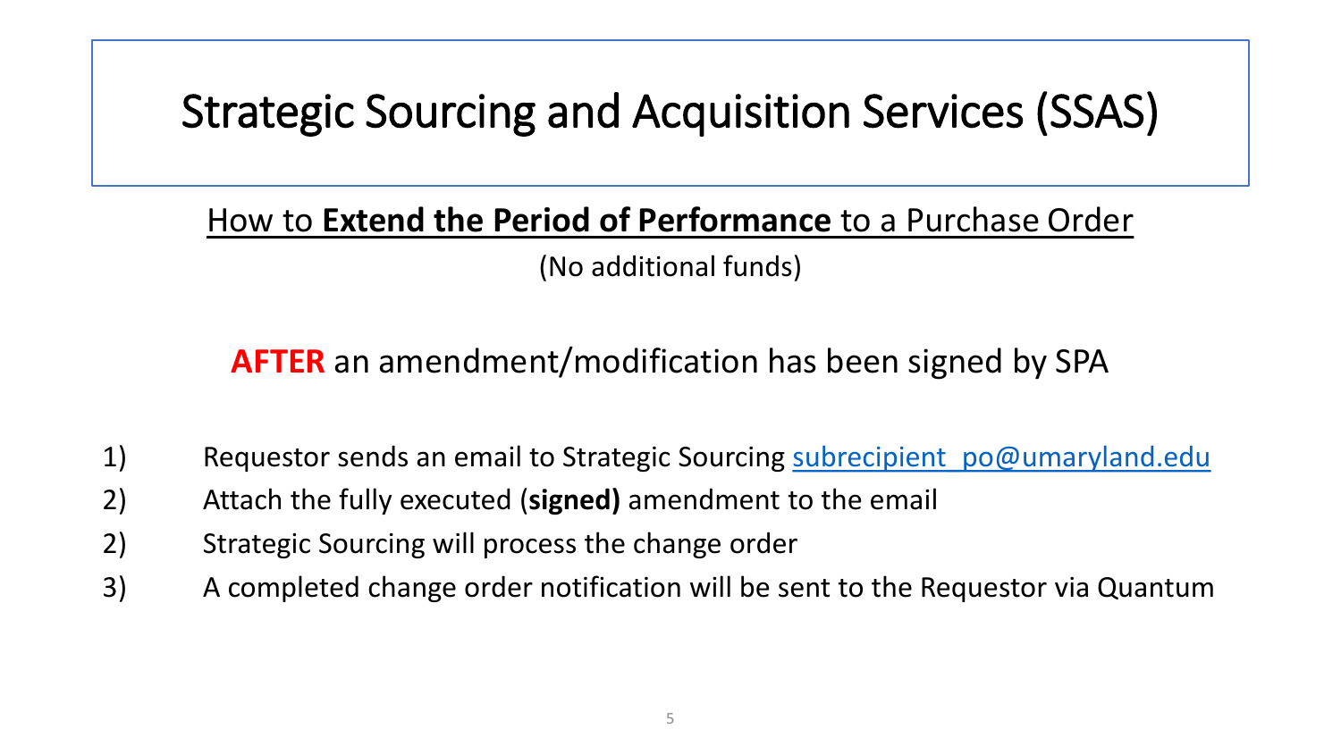# Strategic Sourcing and Acquisition Services (SSAS)

## How to **Extend the Period of Performance** to a Purchase Order

(No additional funds)

**AFTER** an amendment/modification has been signed by SPA

1) Requestor sends an email to Strategic Sourcing subrecipient_po@umaryland.edu
2) Attach the fully executed (**signed)** amendment to the email
2) Strategic Sourcing will process the change order
3) A completed change order notification will be sent to the Requestor via Quantum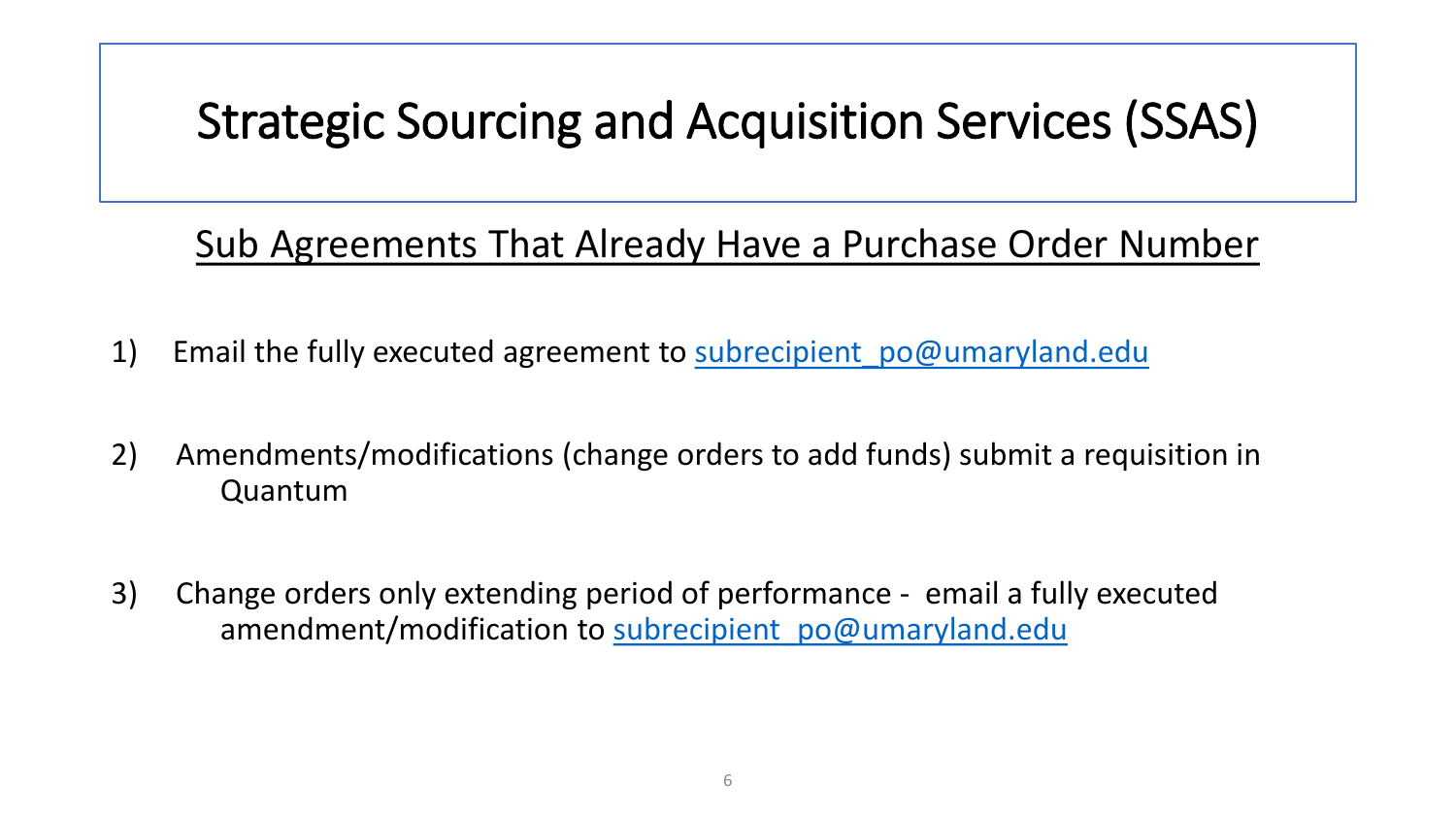# Strategic Sourcing and Acquisition Services (SSAS)

## Sub Agreements That Already Have a Purchase Order Number

1) Email the fully executed agreement to subrecipient_po@umaryland.edu

2) Amendments/modifications (change orders to add funds) submit a requisition in Quantum

3) Change orders only extending period of performance - email a fully executed amendment/modification to subrecipient_po@umaryland.edu